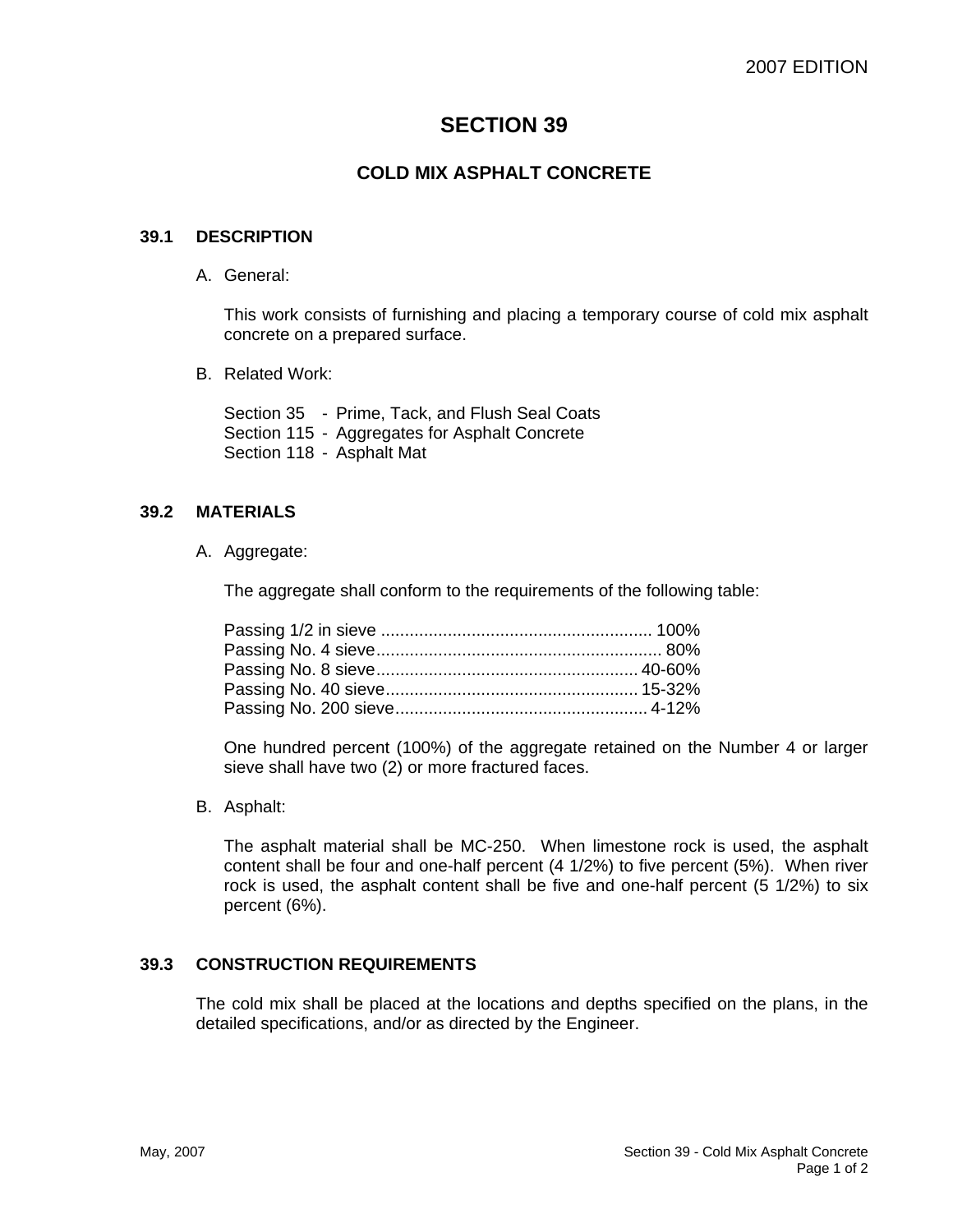2007 EDITION

# SECTION 39

## COLD MIX ASPHALT CONCRETE

### 39.1 DESCRIPTION

A. General:

This work consists of furnishing and placing a temporary course of cold mix asphalt concrete on a prepared surface.

B. Related Work:

Section 35 - Prime, Tack, and Flush Seal Coats
Section 115 - Aggregates for Asphalt Concrete
Section 118 - Asphalt Mat

### 39.2 MATERIALS

A. Aggregate:

The aggregate shall conform to the requirements of the following table:

Passing 1/2 in sieve ........................................................ 100%
Passing No. 4 sieve........................................................... 80%
Passing No. 8 sieve....................................................... 40-60%
Passing No. 40 sieve..................................................... 15-32%
Passing No. 200 sieve..................................................... 4-12%

One hundred percent (100%) of the aggregate retained on the Number 4 or larger sieve shall have two (2) or more fractured faces.

B. Asphalt:

The asphalt material shall be MC-250. When limestone rock is used, the asphalt content shall be four and one-half percent (4 1/2%) to five percent (5%). When river rock is used, the asphalt content shall be five and one-half percent (5 1/2%) to six percent (6%).

### 39.3 CONSTRUCTION REQUIREMENTS

The cold mix shall be placed at the locations and depths specified on the plans, in the detailed specifications, and/or as directed by the Engineer.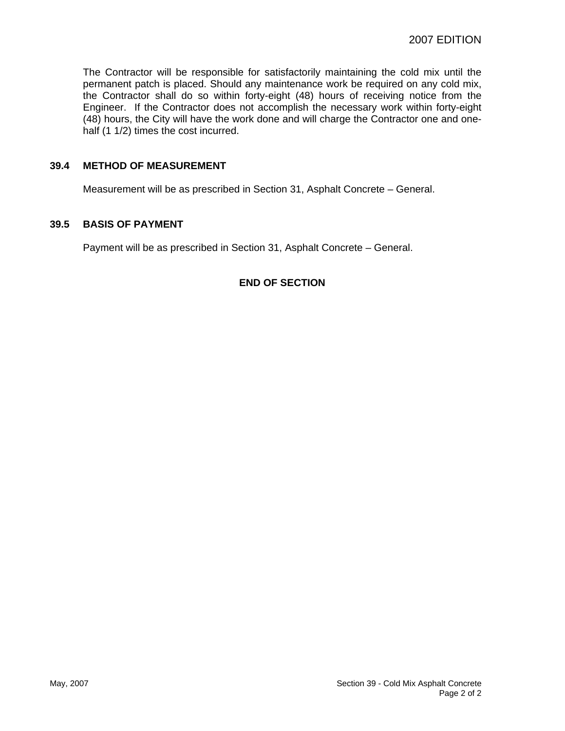The Contractor will be responsible for satisfactorily maintaining the cold mix until the permanent patch is placed. Should any maintenance work be required on any cold mix, the Contractor shall do so within forty-eight (48) hours of receiving notice from the Engineer. If the Contractor does not accomplish the necessary work within forty-eight (48) hours, the City will have the work done and will charge the Contractor one and one-half (1 1/2) times the cost incurred.

## 39.4 METHOD OF MEASUREMENT

Measurement will be as prescribed in Section 31, Asphalt Concrete – General.

## 39.5 BASIS OF PAYMENT

Payment will be as prescribed in Section 31, Asphalt Concrete – General.

**END OF SECTION**